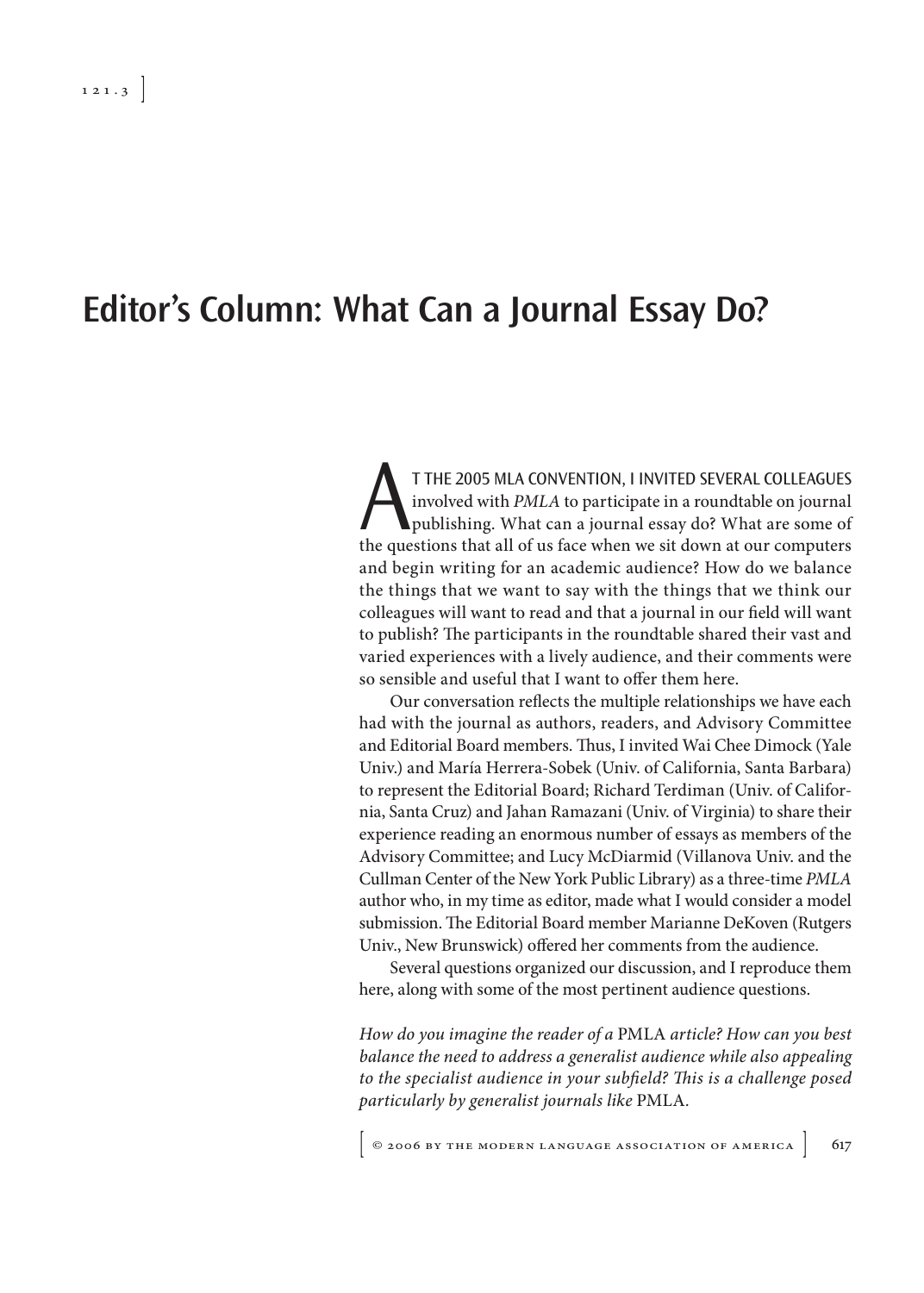# Editor's Column: What Can a Journal Essay Do?

AT THE 2005 MLA CONVENTION, I INVITED SEVERAL COLLEAGUES involved with *PMLA* to participate in a roundtable on journal publishing. What can a journal essay do? What are some of the questions that all of us face when we sit down at our computers and begin writing for an academic audience? How do we balance the things that we want to say with the things that we think our colleagues will want to read and that a journal in our field will want to publish? The participants in the roundtable shared their vast and varied experiences with a lively audience, and their comments were so sensible and useful that I want to offer them here.

Our conversation reflects the multiple relationships we have each had with the journal as authors, readers, and Advisory Committee and Editorial Board members. Thus, I invited Wai Chee Dimock (Yale Univ.) and María Herrera-Sobek (Univ. of California, Santa Barbara) to represent the Editorial Board; Richard Terdiman (Univ. of California, Santa Cruz) and Jahan Ramazani (Univ. of Virginia) to share their experience reading an enormous number of essays as members of the Advisory Committee; and Lucy McDiarmid (Villanova Univ. and the Cullman Center of the New York Public Library) as a three-time *PMLA* author who, in my time as editor, made what I would consider a model submission. The Editorial Board member Marianne DeKoven (Rutgers Univ., New Brunswick) offered her comments from the audience.

Several questions organized our discussion, and I reproduce them here, along with some of the most pertinent audience questions.

*How do you imagine the reader of a* PMLA *article? How can you best balance the need to address a generalist audience while also appealing to the specialist audience in your subfield? This is a challenge posed particularly by generalist journals like* PMLA.

© 2006 BY THE MODERN LANGUAGE ASSOCIATION OF AMERICA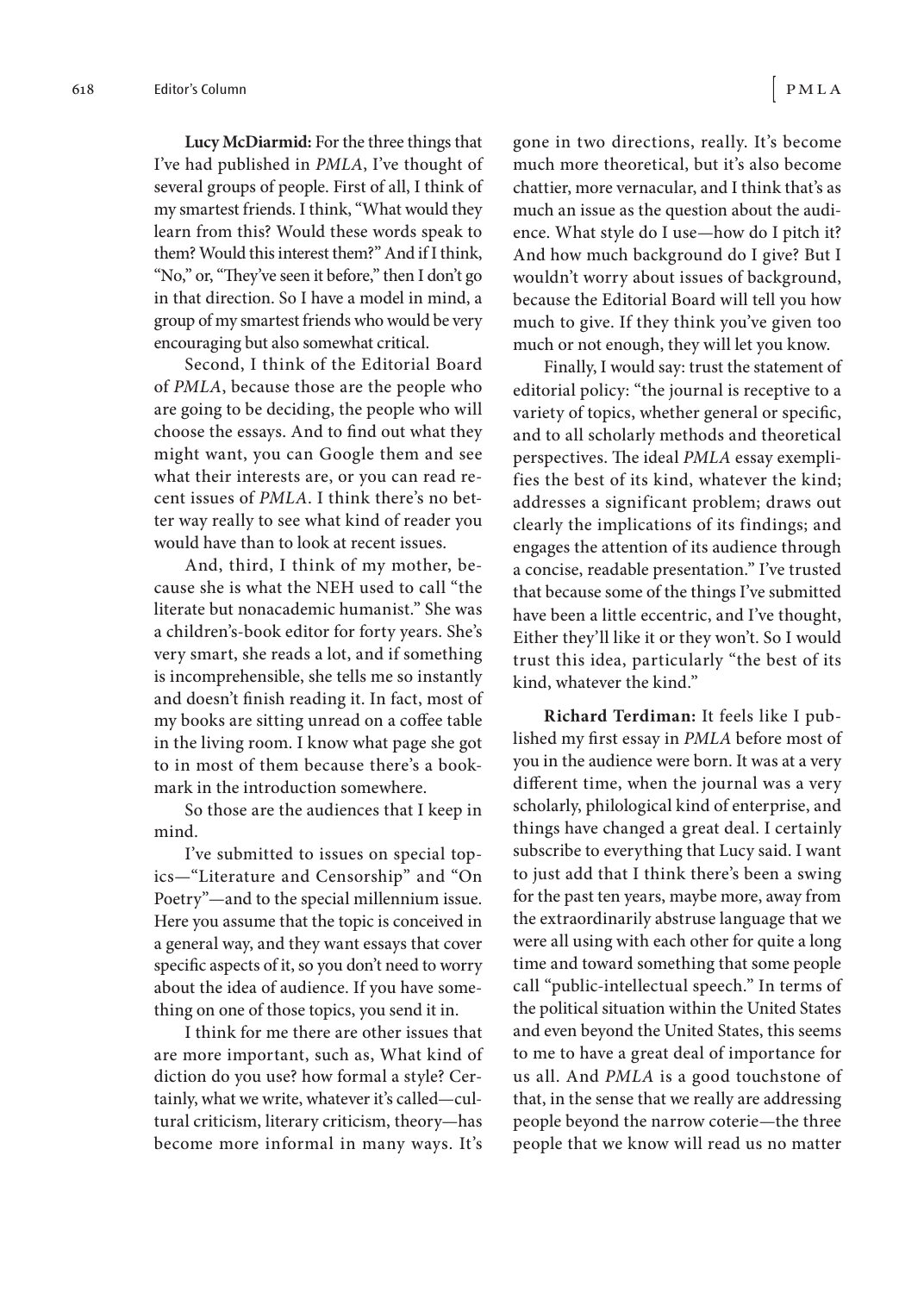**Lucy McDiarmid:** For the three things that I've had published in *PMLA*, I've thought of several groups of people. First of all, I think of my smartest friends. I think, "What would they learn from this? Would these words speak to them? Would this interest them?" And if I think, "No," or, "They've seen it before," then I don't go in that direction. So I have a model in mind, a group of my smartest friends who would be very encouraging but also somewhat critical.

Second, I think of the Editorial Board of *PMLA*, because those are the people who are going to be deciding, the people who will choose the essays. And to find out what they might want, you can Google them and see what their interests are, or you can read recent issues of *PMLA*. I think there's no better way really to see what kind of reader you would have than to look at recent issues.

And, third, I think of my mother, because she is what the NEH used to call "the literate but nonacademic humanist." She was a children's-book editor for forty years. She's very smart, she reads a lot, and if something is incomprehensible, she tells me so instantly and doesn't finish reading it. In fact, most of my books are sitting unread on a coffee table in the living room. I know what page she got to in most of them because there's a bookmark in the introduction somewhere.

So those are the audiences that I keep in mind.

I've submitted to issues on special topics—"Literature and Censorship" and "On Poetry"—and to the special millennium issue. Here you assume that the topic is conceived in a general way, and they want essays that cover specific aspects of it, so you don't need to worry about the idea of audience. If you have something on one of those topics, you send it in.

I think for me there are other issues that are more important, such as, What kind of diction do you use? how formal a style? Certainly, what we write, whatever it's called—cultural criticism, literary criticism, theory—has become more informal in many ways. It's gone in two directions, really. It's become much more theoretical, but it's also become chattier, more vernacular, and I think that's as much an issue as the question about the audience. What style do I use—how do I pitch it? And how much background do I give? But I wouldn't worry about issues of background, because the Editorial Board will tell you how much to give. If they think you've given too much or not enough, they will let you know.

Finally, I would say: trust the statement of editorial policy: "the journal is receptive to a variety of topics, whether general or specific, and to all scholarly methods and theoretical perspectives. The ideal *PMLA* essay exemplifies the best of its kind, whatever the kind; addresses a significant problem; draws out clearly the implications of its findings; and engages the attention of its audience through a concise, readable presentation." I've trusted that because some of the things I've submitted have been a little eccentric, and I've thought, Either they'll like it or they won't. So I would trust this idea, particularly "the best of its kind, whatever the kind."

**Richard Terdiman:** It feels like I published my first essay in *PMLA* before most of you in the audience were born. It was at a very different time, when the journal was a very scholarly, philological kind of enterprise, and things have changed a great deal. I certainly subscribe to everything that Lucy said. I want to just add that I think there's been a swing for the past ten years, maybe more, away from the extraordinarily abstruse language that we were all using with each other for quite a long time and toward something that some people call "public-intellectual speech." In terms of the political situation within the United States and even beyond the United States, this seems to me to have a great deal of importance for us all. And *PMLA* is a good touchstone of that, in the sense that we really are addressing people beyond the narrow coterie—the three people that we know will read us no matter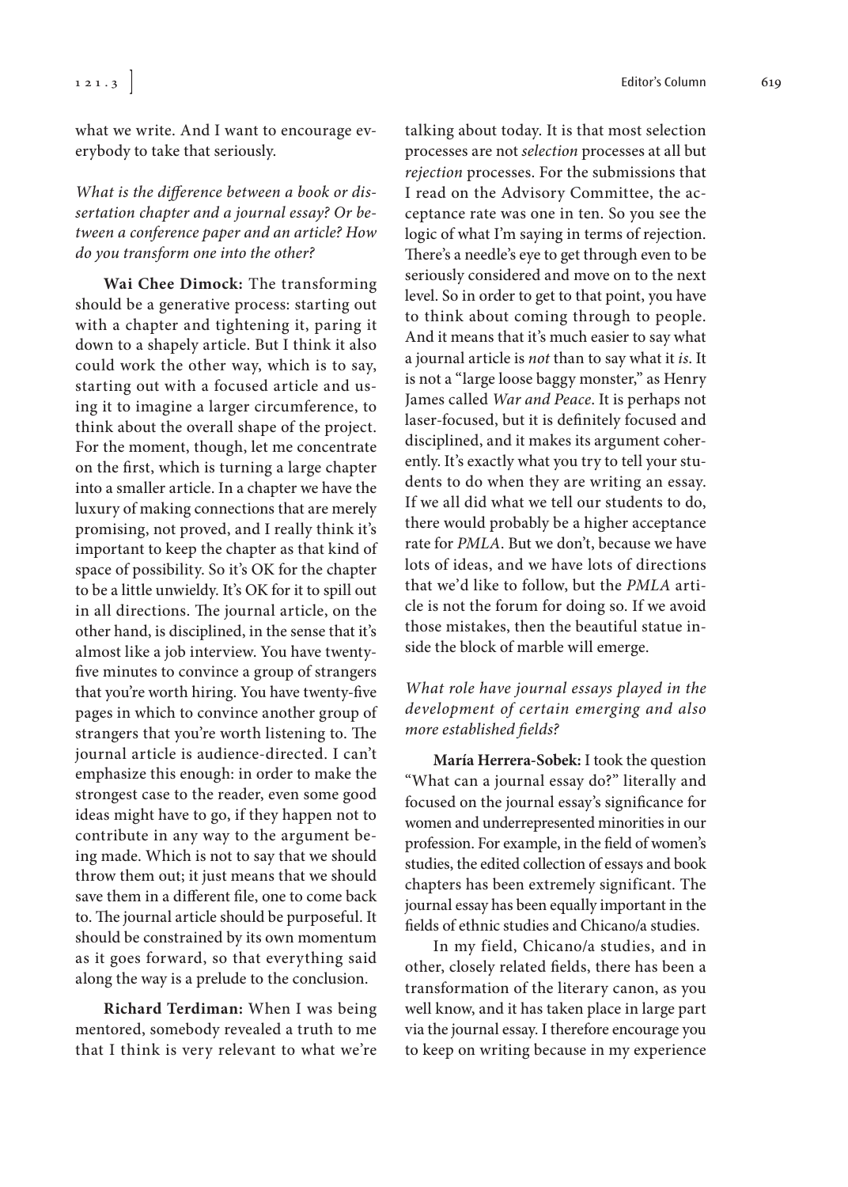what we write. And I want to encourage everybody to take that seriously.

*What is the difference between a book or dissertation chapter and a journal essay? Or between a conference paper and an article? How do you transform one into the other?*

**Wai Chee Dimock:** The transforming should be a generative process: starting out with a chapter and tightening it, paring it down to a shapely article. But I think it also could work the other way, which is to say, starting out with a focused article and using it to imagine a larger circumference, to think about the overall shape of the project. For the moment, though, let me concentrate on the first, which is turning a large chapter into a smaller article. In a chapter we have the luxury of making connections that are merely promising, not proved, and I really think it's important to keep the chapter as that kind of space of possibility. So it's OK for the chapter to be a little unwieldy. It's OK for it to spill out in all directions. The journal article, on the other hand, is disciplined, in the sense that it's almost like a job interview. You have twenty-five minutes to convince a group of strangers that you're worth hiring. You have twenty-five pages in which to convince another group of strangers that you're worth listening to. The journal article is audience-directed. I can't emphasize this enough: in order to make the strongest case to the reader, even some good ideas might have to go, if they happen not to contribute in any way to the argument being made. Which is not to say that we should throw them out; it just means that we should save them in a different file, one to come back to. The journal article should be purposeful. It should be constrained by its own momentum as it goes forward, so that everything said along the way is a prelude to the conclusion.

**Richard Terdiman:** When I was being mentored, somebody revealed a truth to me that I think is very relevant to what we're talking about today. It is that most selection processes are not *selection* processes at all but *rejection* processes. For the submissions that I read on the Advisory Committee, the acceptance rate was one in ten. So you see the logic of what I'm saying in terms of rejection. There's a needle's eye to get through even to be seriously considered and move on to the next level. So in order to get to that point, you have to think about coming through to people. And it means that it's much easier to say what a journal article is *not* than to say what it *is*. It is not a "large loose baggy monster," as Henry James called *War and Peace*. It is perhaps not laser-focused, but it is definitely focused and disciplined, and it makes its argument coherently. It's exactly what you try to tell your students to do when they are writing an essay. If we all did what we tell our students to do, there would probably be a higher acceptance rate for *PMLA*. But we don't, because we have lots of ideas, and we have lots of directions that we'd like to follow, but the *PMLA* article is not the forum for doing so. If we avoid those mistakes, then the beautiful statue inside the block of marble will emerge.

*What role have journal essays played in the development of certain emerging and also more established fields?*

**María Herrera-Sobek:** I took the question "What can a journal essay do?" literally and focused on the journal essay's significance for women and underrepresented minorities in our profession. For example, in the field of women's studies, the edited collection of essays and book chapters has been extremely significant. The journal essay has been equally important in the fields of ethnic studies and Chicano/a studies.

In my field, Chicano/a studies, and in other, closely related fields, there has been a transformation of the literary canon, as you well know, and it has taken place in large part via the journal essay. I therefore encourage you to keep on writing because in my experience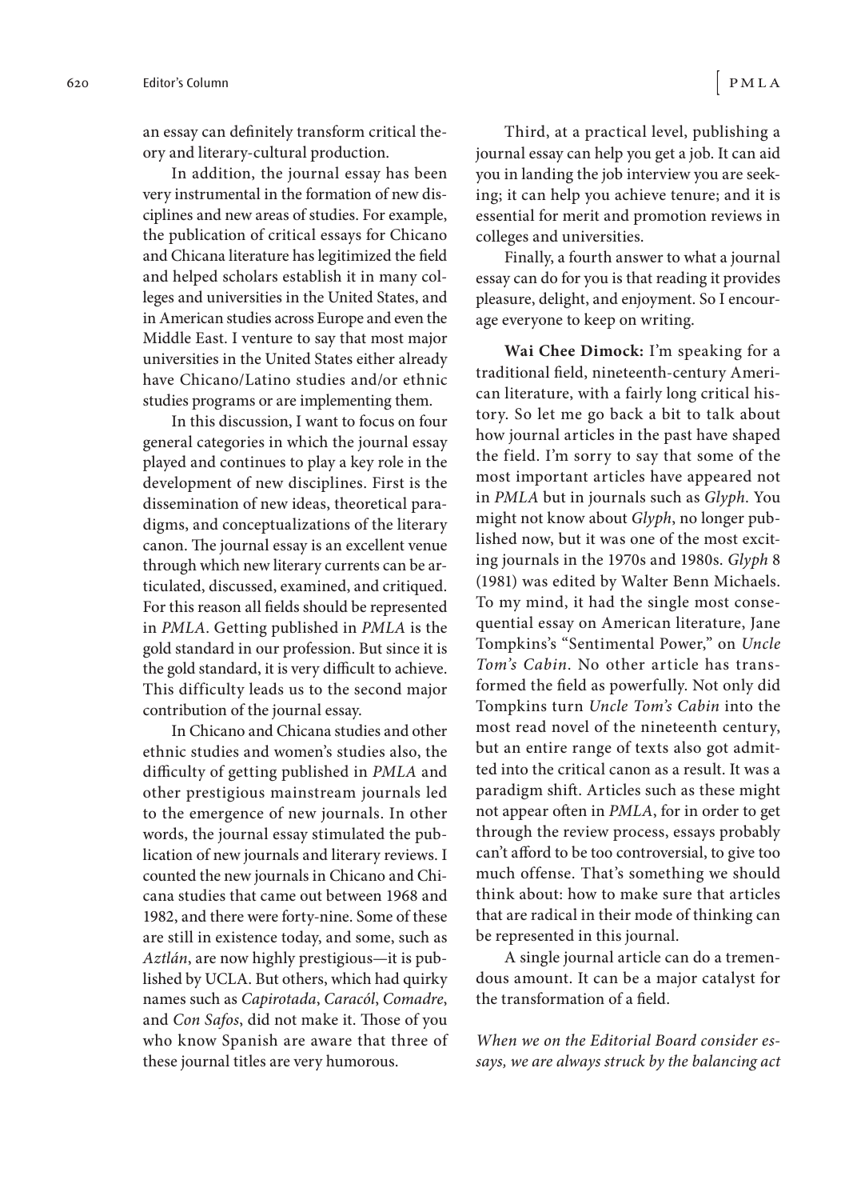an essay can definitely transform critical theory and literary-cultural production.

In addition, the journal essay has been very instrumental in the formation of new disciplines and new areas of studies. For example, the publication of critical essays for Chicano and Chicana literature has legitimized the field and helped scholars establish it in many colleges and universities in the United States, and in American studies across Europe and even the Middle East. I venture to say that most major universities in the United States either already have Chicano/Latino studies and/or ethnic studies programs or are implementing them.

In this discussion, I want to focus on four general categories in which the journal essay played and continues to play a key role in the development of new disciplines. First is the dissemination of new ideas, theoretical paradigms, and conceptualizations of the literary canon. The journal essay is an excellent venue through which new literary currents can be articulated, discussed, examined, and critiqued. For this reason all fields should be represented in *PMLA*. Getting published in *PMLA* is the gold standard in our profession. But since it is the gold standard, it is very difficult to achieve. This difficulty leads us to the second major contribution of the journal essay.

In Chicano and Chicana studies and other ethnic studies and women's studies also, the difficulty of getting published in *PMLA* and other prestigious mainstream journals led to the emergence of new journals. In other words, the journal essay stimulated the publication of new journals and literary reviews. I counted the new journals in Chicano and Chicana studies that came out between 1968 and 1982, and there were forty-nine. Some of these are still in existence today, and some, such as *Aztlán*, are now highly prestigious—it is published by UCLA. But others, which had quirky names such as *Capirotada*, *Caracól*, *Comadre*, and *Con Safos*, did not make it. Those of you who know Spanish are aware that three of these journal titles are very humorous.

Third, at a practical level, publishing a journal essay can help you get a job. It can aid you in landing the job interview you are seeking; it can help you achieve tenure; and it is essential for merit and promotion reviews in colleges and universities.

Finally, a fourth answer to what a journal essay can do for you is that reading it provides pleasure, delight, and enjoyment. So I encourage everyone to keep on writing.

**Wai Chee Dimock:** I'm speaking for a traditional field, nineteenth-century American literature, with a fairly long critical history. So let me go back a bit to talk about how journal articles in the past have shaped the field. I'm sorry to say that some of the most important articles have appeared not in *PMLA* but in journals such as *Glyph*. You might not know about *Glyph*, no longer published now, but it was one of the most exciting journals in the 1970s and 1980s. *Glyph* 8 (1981) was edited by Walter Benn Michaels. To my mind, it had the single most consequential essay on American literature, Jane Tompkins's "Sentimental Power," on *Uncle Tom's Cabin*. No other article has transformed the field as powerfully. Not only did Tompkins turn *Uncle Tom's Cabin* into the most read novel of the nineteenth century, but an entire range of texts also got admitted into the critical canon as a result. It was a paradigm shift. Articles such as these might not appear often in *PMLA*, for in order to get through the review process, essays probably can't afford to be too controversial, to give too much offense. That's something we should think about: how to make sure that articles that are radical in their mode of thinking can be represented in this journal.

A single journal article can do a tremendous amount. It can be a major catalyst for the transformation of a field.

*When we on the Editorial Board consider essays, we are always struck by the balancing act*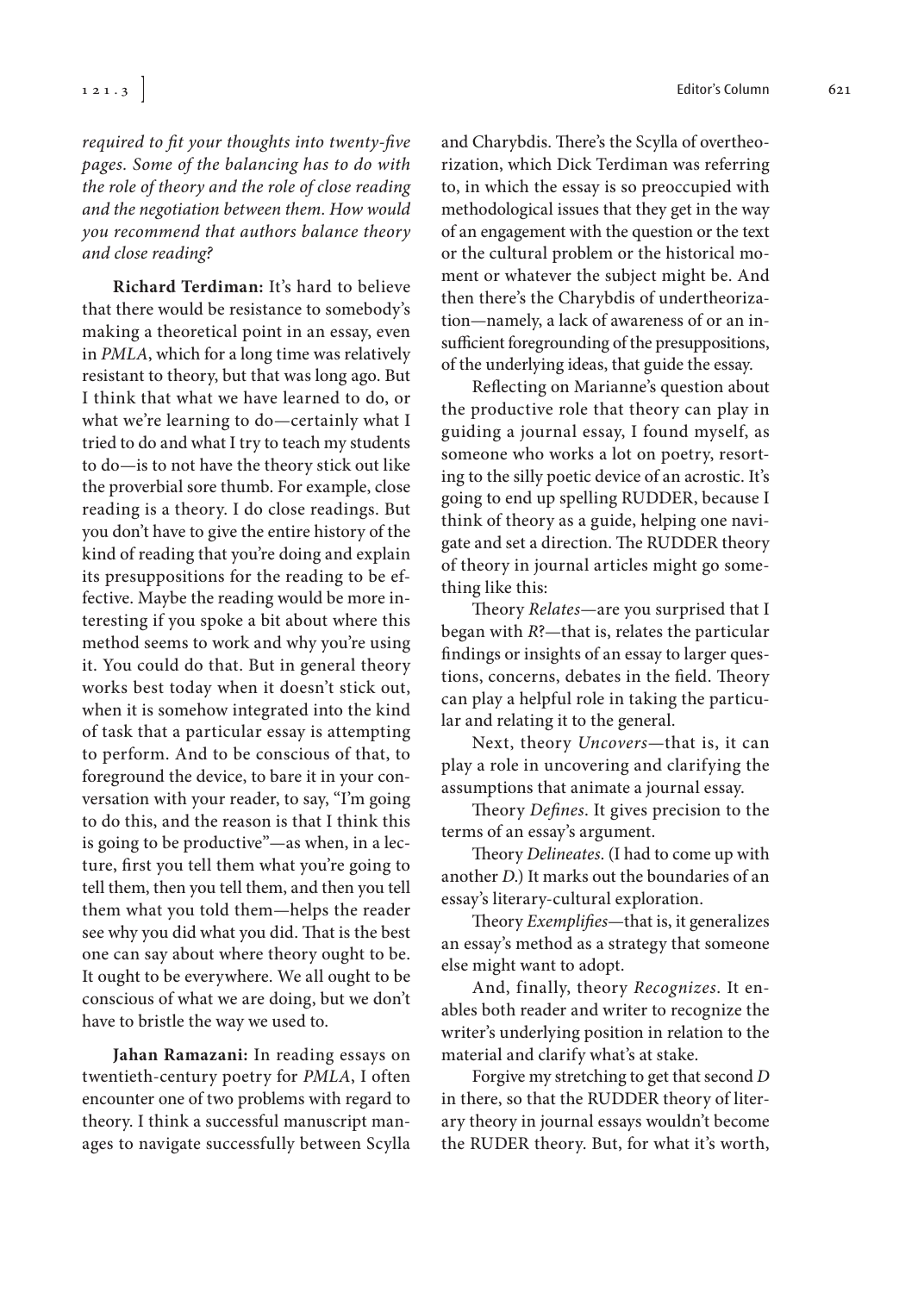*required to fit your thoughts into twenty-five pages. Some of the balancing has to do with the role of theory and the role of close reading and the negotiation between them. How would you recommend that authors balance theory and close reading?*

**Richard Terdiman:** It's hard to believe that there would be resistance to somebody's making a theoretical point in an essay, even in *PMLA*, which for a long time was relatively resistant to theory, but that was long ago. But I think that what we have learned to do, or what we're learning to do—certainly what I tried to do and what I try to teach my students to do—is to not have the theory stick out like the proverbial sore thumb. For example, close reading is a theory. I do close readings. But you don't have to give the entire history of the kind of reading that you're doing and explain its presuppositions for the reading to be effective. Maybe the reading would be more interesting if you spoke a bit about where this method seems to work and why you're using it. You could do that. But in general theory works best today when it doesn't stick out, when it is somehow integrated into the kind of task that a particular essay is attempting to perform. And to be conscious of that, to foreground the device, to bare it in your conversation with your reader, to say, "I'm going to do this, and the reason is that I think this is going to be productive"—as when, in a lecture, first you tell them what you're going to tell them, then you tell them, and then you tell them what you told them—helps the reader see why you did what you did. That is the best one can say about where theory ought to be. It ought to be everywhere. We all ought to be conscious of what we are doing, but we don't have to bristle the way we used to.

**Jahan Ramazani:** In reading essays on twentieth-century poetry for *PMLA*, I often encounter one of two problems with regard to theory. I think a successful manuscript manages to navigate successfully between Scylla and Charybdis. There's the Scylla of overtheorization, which Dick Terdiman was referring to, in which the essay is so preoccupied with methodological issues that they get in the way of an engagement with the question or the text or the cultural problem or the historical moment or whatever the subject might be. And then there's the Charybdis of undertheorization—namely, a lack of awareness of or an insufficient foregrounding of the presuppositions, of the underlying ideas, that guide the essay.

Reflecting on Marianne's question about the productive role that theory can play in guiding a journal essay, I found myself, as someone who works a lot on poetry, resorting to the silly poetic device of an acrostic. It's going to end up spelling RUDDER, because I think of theory as a guide, helping one navigate and set a direction. The RUDDER theory of theory in journal articles might go something like this:

Theory *Relates*—are you surprised that I began with *R*?—that is, relates the particular findings or insights of an essay to larger questions, concerns, debates in the field. Theory can play a helpful role in taking the particular and relating it to the general.

Next, theory *Uncovers*—that is, it can play a role in uncovering and clarifying the assumptions that animate a journal essay.

Theory *Defines*. It gives precision to the terms of an essay's argument.

Theory *Delineates*. (I had to come up with another *D*.) It marks out the boundaries of an essay's literary-cultural exploration.

Theory *Exemplifies*—that is, it generalizes an essay's method as a strategy that someone else might want to adopt.

And, finally, theory *Recognizes*. It enables both reader and writer to recognize the writer's underlying position in relation to the material and clarify what's at stake.

Forgive my stretching to get that second *D* in there, so that the RUDDER theory of literary theory in journal essays wouldn't become the RUDER theory. But, for what it's worth,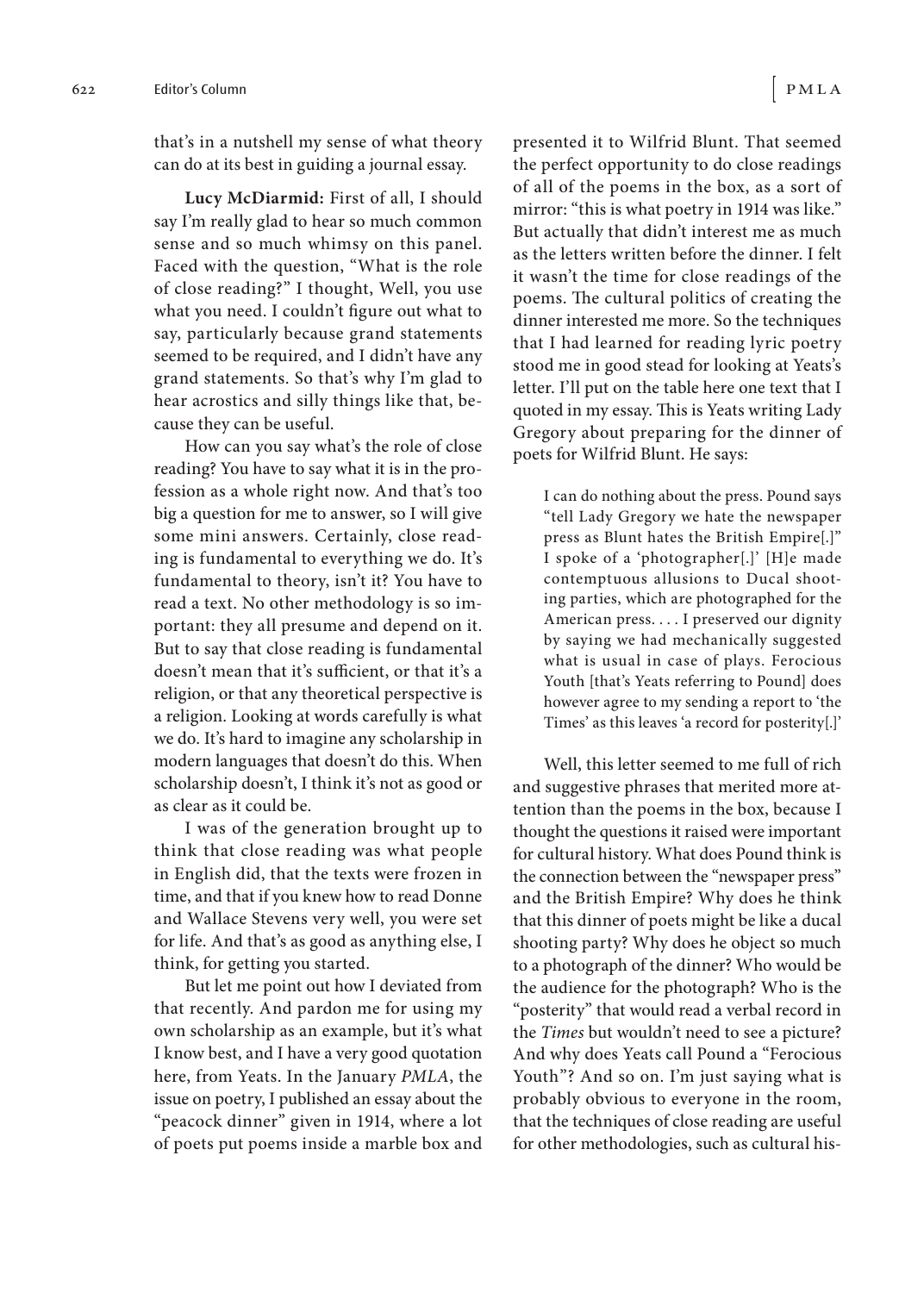that's in a nutshell my sense of what theory can do at its best in guiding a journal essay.

**Lucy McDiarmid:** First of all, I should say I'm really glad to hear so much common sense and so much whimsy on this panel. Faced with the question, "What is the role of close reading?" I thought, Well, you use what you need. I couldn't figure out what to say, particularly because grand statements seemed to be required, and I didn't have any grand statements. So that's why I'm glad to hear acrostics and silly things like that, because they can be useful.

How can you say what's the role of close reading? You have to say what it is in the profession as a whole right now. And that's too big a question for me to answer, so I will give some mini answers. Certainly, close reading is fundamental to everything we do. It's fundamental to theory, isn't it? You have to read a text. No other methodology is so important: they all presume and depend on it. But to say that close reading is fundamental doesn't mean that it's sufficient, or that it's a religion, or that any theoretical perspective is a religion. Looking at words carefully is what we do. It's hard to imagine any scholarship in modern languages that doesn't do this. When scholarship doesn't, I think it's not as good or as clear as it could be.

I was of the generation brought up to think that close reading was what people in English did, that the texts were frozen in time, and that if you knew how to read Donne and Wallace Stevens very well, you were set for life. And that's as good as anything else, I think, for getting you started.

But let me point out how I deviated from that recently. And pardon me for using my own scholarship as an example, but it's what I know best, and I have a very good quotation here, from Yeats. In the January *PMLA*, the issue on poetry, I published an essay about the "peacock dinner" given in 1914, where a lot of poets put poems inside a marble box and presented it to Wilfrid Blunt. That seemed the perfect opportunity to do close readings of all of the poems in the box, as a sort of mirror: "this is what poetry in 1914 was like." But actually that didn't interest me as much as the letters written before the dinner. I felt it wasn't the time for close readings of the poems. The cultural politics of creating the dinner interested me more. So the techniques that I had learned for reading lyric poetry stood me in good stead for looking at Yeats's letter. I'll put on the table here one text that I quoted in my essay. This is Yeats writing Lady Gregory about preparing for the dinner of poets for Wilfrid Blunt. He says:

> I can do nothing about the press. Pound says "tell Lady Gregory we hate the newspaper press as Blunt hates the British Empire[.]" I spoke of a 'photographer[.]' [H]e made contemptuous allusions to Ducal shooting parties, which are photographed for the American press. . . . I preserved our dignity by saying we had mechanically suggested what is usual in case of plays. Ferocious Youth [that's Yeats referring to Pound] does however agree to my sending a report to 'the Times' as this leaves 'a record for posterity[.]'

Well, this letter seemed to me full of rich and suggestive phrases that merited more attention than the poems in the box, because I thought the questions it raised were important for cultural history. What does Pound think is the connection between the "newspaper press" and the British Empire? Why does he think that this dinner of poets might be like a ducal shooting party? Why does he object so much to a photograph of the dinner? Who would be the audience for the photograph? Who is the "posterity" that would read a verbal record in the *Times* but wouldn't need to see a picture? And why does Yeats call Pound a "Ferocious Youth"? And so on. I'm just saying what is probably obvious to everyone in the room, that the techniques of close reading are useful for other methodologies, such as cultural his-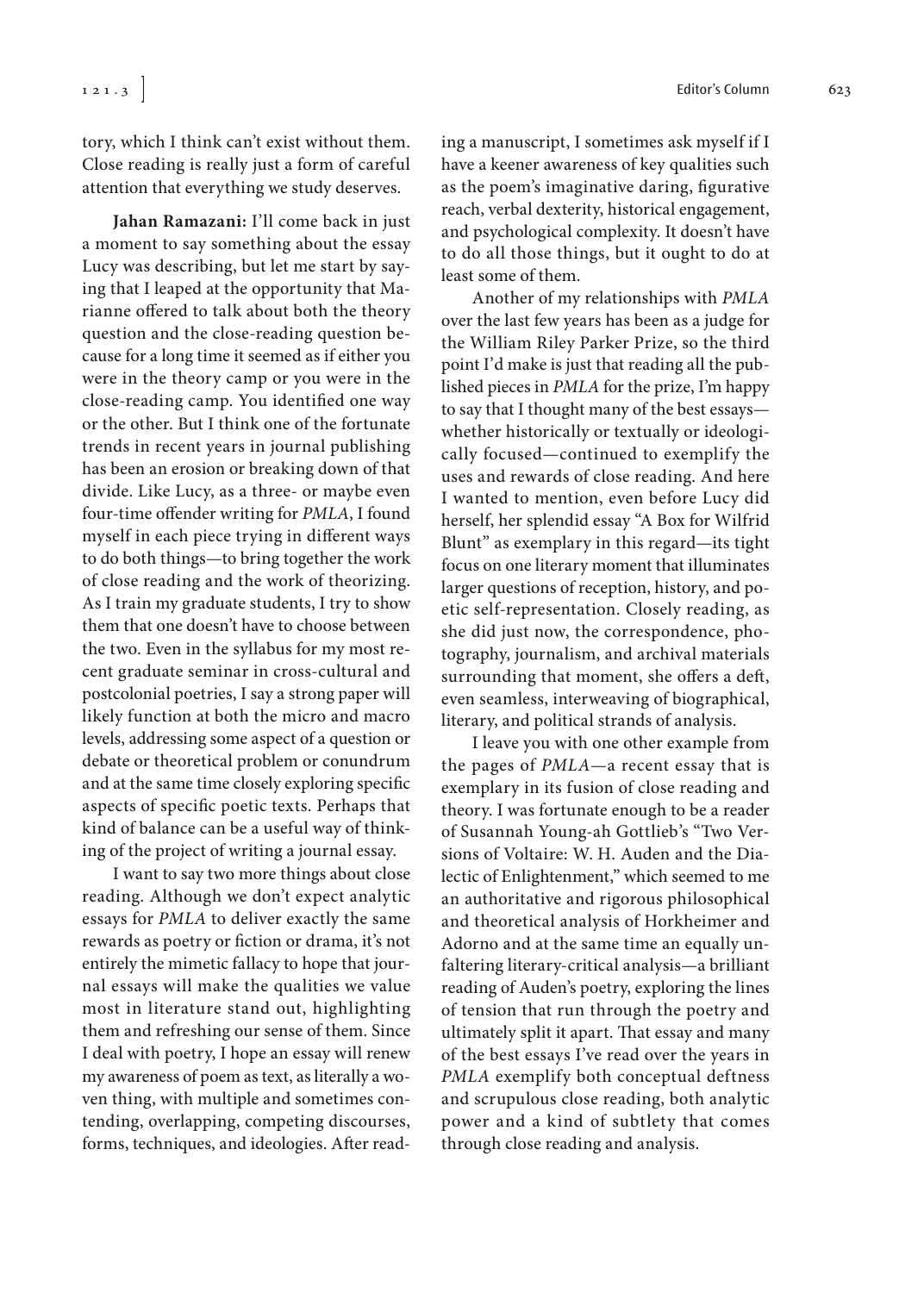tory, which I think can't exist without them. Close reading is really just a form of careful attention that everything we study deserves.

**Jahan Ramazani:** I'll come back in just a moment to say something about the essay Lucy was describing, but let me start by saying that I leaped at the opportunity that Marianne offered to talk about both the theory question and the close-reading question because for a long time it seemed as if either you were in the theory camp or you were in the close-reading camp. You identified one way or the other. But I think one of the fortunate trends in recent years in journal publishing has been an erosion or breaking down of that divide. Like Lucy, as a three- or maybe even four-time offender writing for *PMLA*, I found myself in each piece trying in different ways to do both things—to bring together the work of close reading and the work of theorizing. As I train my graduate students, I try to show them that one doesn't have to choose between the two. Even in the syllabus for my most recent graduate seminar in cross-cultural and postcolonial poetries, I say a strong paper will likely function at both the micro and macro levels, addressing some aspect of a question or debate or theoretical problem or conundrum and at the same time closely exploring specific aspects of specific poetic texts. Perhaps that kind of balance can be a useful way of thinking of the project of writing a journal essay.

I want to say two more things about close reading. Although we don't expect analytic essays for *PMLA* to deliver exactly the same rewards as poetry or fiction or drama, it's not entirely the mimetic fallacy to hope that journal essays will make the qualities we value most in literature stand out, highlighting them and refreshing our sense of them. Since I deal with poetry, I hope an essay will renew my awareness of poem as text, as literally a woven thing, with multiple and sometimes contending, overlapping, competing discourses, forms, techniques, and ideologies. After reading a manuscript, I sometimes ask myself if I have a keener awareness of key qualities such as the poem's imaginative daring, figurative reach, verbal dexterity, historical engagement, and psychological complexity. It doesn't have to do all those things, but it ought to do at least some of them.

Another of my relationships with *PMLA* over the last few years has been as a judge for the William Riley Parker Prize, so the third point I'd make is just that reading all the published pieces in *PMLA* for the prize, I'm happy to say that I thought many of the best essays—whether historically or textually or ideologically focused—continued to exemplify the uses and rewards of close reading. And here I wanted to mention, even before Lucy did herself, her splendid essay "A Box for Wilfrid Blunt" as exemplary in this regard—its tight focus on one literary moment that illuminates larger questions of reception, history, and poetic self-representation. Closely reading, as she did just now, the correspondence, photography, journalism, and archival materials surrounding that moment, she offers a deft, even seamless, interweaving of biographical, literary, and political strands of analysis.

I leave you with one other example from the pages of *PMLA*—a recent essay that is exemplary in its fusion of close reading and theory. I was fortunate enough to be a reader of Susannah Young-ah Gottlieb's "Two Versions of Voltaire: W. H. Auden and the Dialectic of Enlightenment," which seemed to me an authoritative and rigorous philosophical and theoretical analysis of Horkheimer and Adorno and at the same time an equally unfaltering literary-critical analysis—a brilliant reading of Auden's poetry, exploring the lines of tension that run through the poetry and ultimately split it apart. That essay and many of the best essays I've read over the years in *PMLA* exemplify both conceptual deftness and scrupulous close reading, both analytic power and a kind of subtlety that comes through close reading and analysis.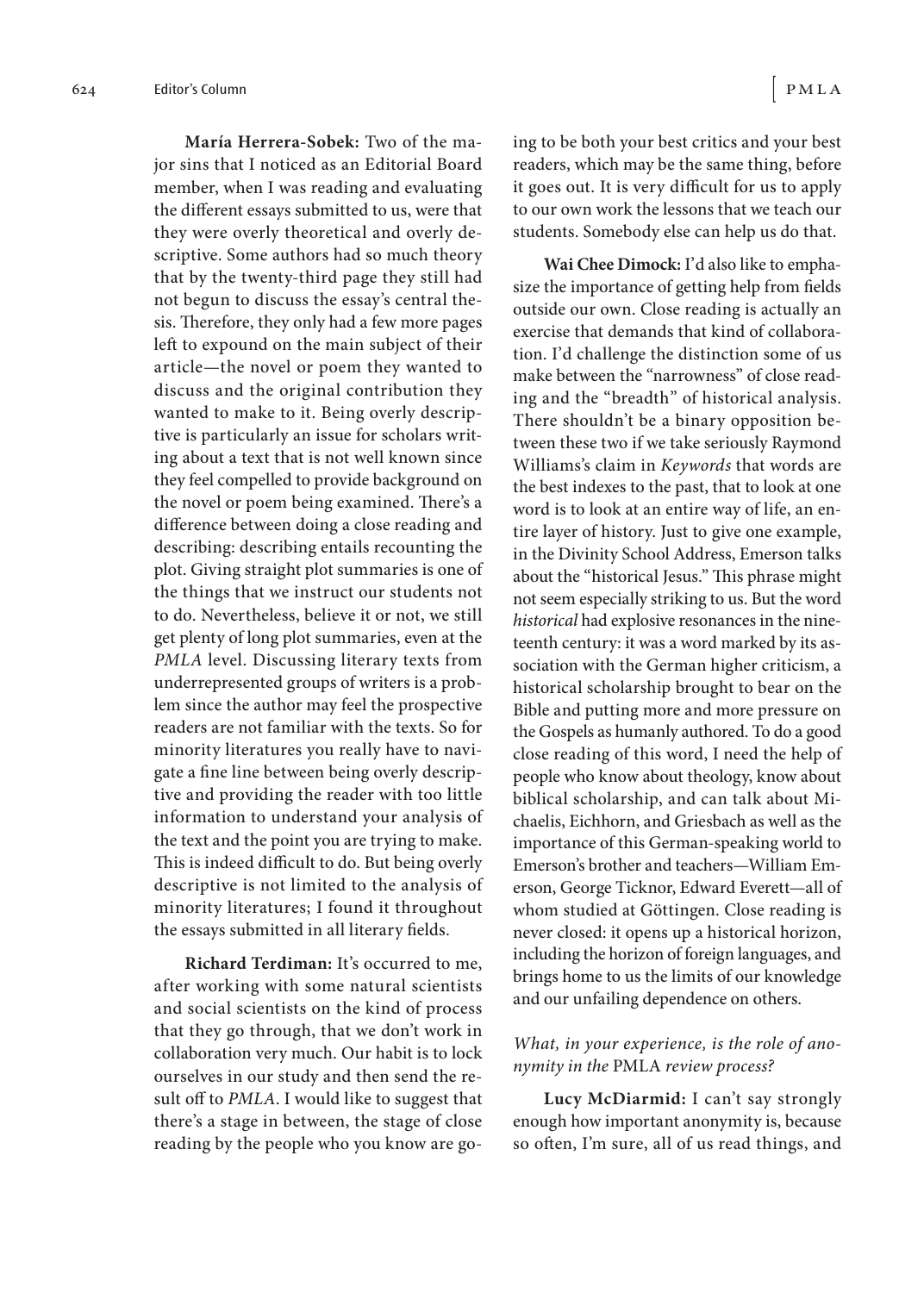**María Herrera-Sobek:** Two of the major sins that I noticed as an Editorial Board member, when I was reading and evaluating the different essays submitted to us, were that they were overly theoretical and overly descriptive. Some authors had so much theory that by the twenty-third page they still had not begun to discuss the essay's central thesis. Therefore, they only had a few more pages left to expound on the main subject of their article—the novel or poem they wanted to discuss and the original contribution they wanted to make to it. Being overly descriptive is particularly an issue for scholars writing about a text that is not well known since they feel compelled to provide background on the novel or poem being examined. There's a difference between doing a close reading and describing: describing entails recounting the plot. Giving straight plot summaries is one of the things that we instruct our students not to do. Nevertheless, believe it or not, we still get plenty of long plot summaries, even at the *PMLA* level. Discussing literary texts from underrepresented groups of writers is a problem since the author may feel the prospective readers are not familiar with the texts. So for minority literatures you really have to navigate a fine line between being overly descriptive and providing the reader with too little information to understand your analysis of the text and the point you are trying to make. This is indeed difficult to do. But being overly descriptive is not limited to the analysis of minority literatures; I found it throughout the essays submitted in all literary fields.

**Richard Terdiman:** It's occurred to me, after working with some natural scientists and social scientists on the kind of process that they go through, that we don't work in collaboration very much. Our habit is to lock ourselves in our study and then send the result off to *PMLA*. I would like to suggest that there's a stage in between, the stage of close reading by the people who you know are going to be both your best critics and your best readers, which may be the same thing, before it goes out. It is very difficult for us to apply to our own work the lessons that we teach our students. Somebody else can help us do that.

**Wai Chee Dimock:** I'd also like to emphasize the importance of getting help from fields outside our own. Close reading is actually an exercise that demands that kind of collaboration. I'd challenge the distinction some of us make between the "narrowness" of close reading and the "breadth" of historical analysis. There shouldn't be a binary opposition between these two if we take seriously Raymond Williams's claim in *Keywords* that words are the best indexes to the past, that to look at one word is to look at an entire way of life, an entire layer of history. Just to give one example, in the Divinity School Address, Emerson talks about the "historical Jesus." This phrase might not seem especially striking to us. But the word *historical* had explosive resonances in the nineteenth century: it was a word marked by its association with the German higher criticism, a historical scholarship brought to bear on the Bible and putting more and more pressure on the Gospels as humanly authored. To do a good close reading of this word, I need the help of people who know about theology, know about biblical scholarship, and can talk about Michaelis, Eichhorn, and Griesbach as well as the importance of this German-speaking world to Emerson's brother and teachers—William Emerson, George Ticknor, Edward Everett—all of whom studied at Göttingen. Close reading is never closed: it opens up a historical horizon, including the horizon of foreign languages, and brings home to us the limits of our knowledge and our unfailing dependence on others.

*What, in your experience, is the role of anonymity in the* PMLA *review process?*

**Lucy McDiarmid:** I can't say strongly enough how important anonymity is, because so often, I'm sure, all of us read things, and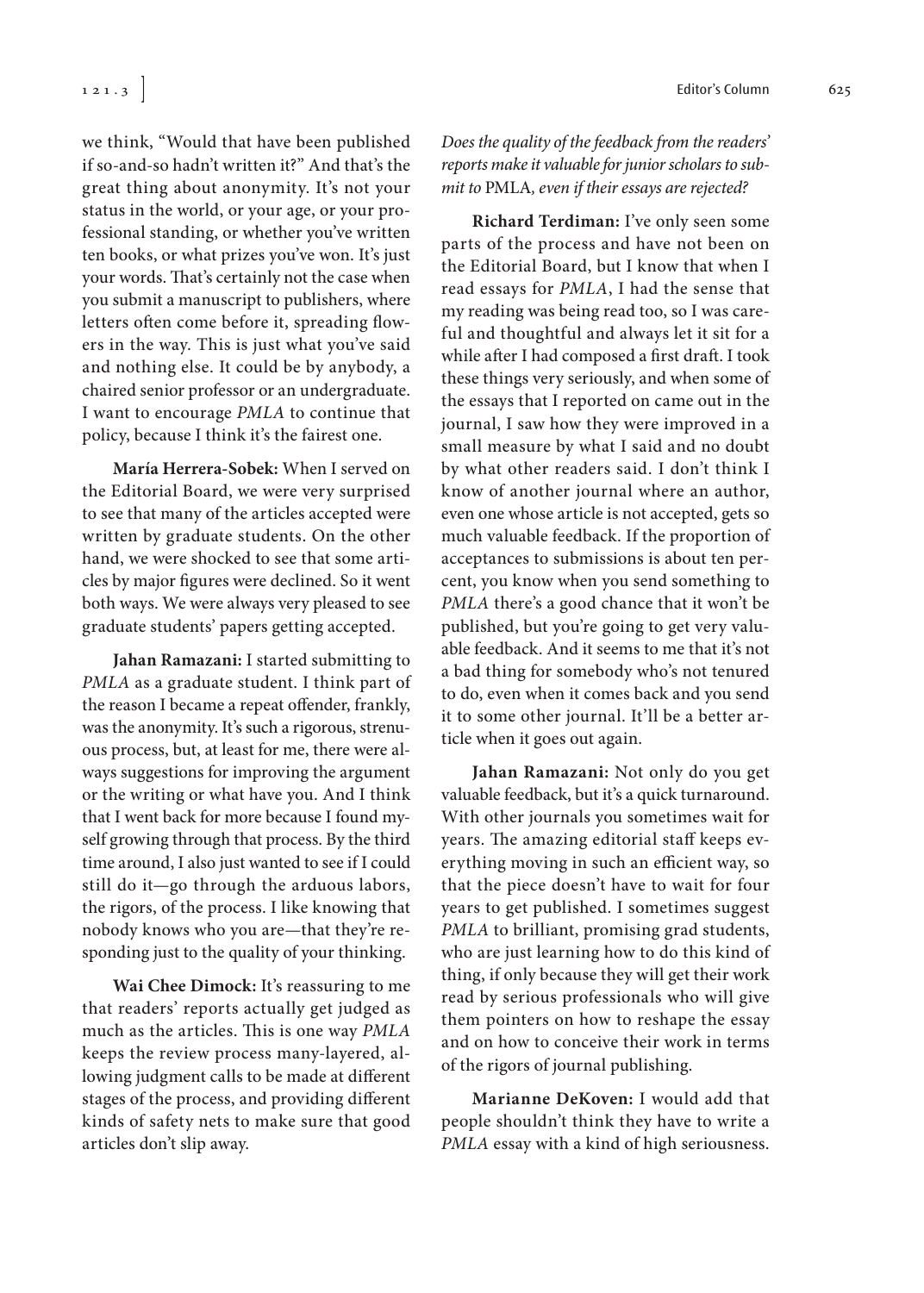we think, "Would that have been published if so-and-so hadn't written it?" And that's the great thing about anonymity. It's not your status in the world, or your age, or your professional standing, or whether you've written ten books, or what prizes you've won. It's just your words. That's certainly not the case when you submit a manuscript to publishers, where letters often come before it, spreading flowers in the way. This is just what you've said and nothing else. It could be by anybody, a chaired senior professor or an undergraduate. I want to encourage *PMLA* to continue that policy, because I think it's the fairest one.

**María Herrera-Sobek:** When I served on the Editorial Board, we were very surprised to see that many of the articles accepted were written by graduate students. On the other hand, we were shocked to see that some articles by major figures were declined. So it went both ways. We were always very pleased to see graduate students' papers getting accepted.

**Jahan Ramazani:** I started submitting to *PMLA* as a graduate student. I think part of the reason I became a repeat offender, frankly, was the anonymity. It's such a rigorous, strenuous process, but, at least for me, there were always suggestions for improving the argument or the writing or what have you. And I think that I went back for more because I found myself growing through that process. By the third time around, I also just wanted to see if I could still do it—go through the arduous labors, the rigors, of the process. I like knowing that nobody knows who you are—that they're responding just to the quality of your thinking.

**Wai Chee Dimock:** It's reassuring to me that readers' reports actually get judged as much as the articles. This is one way *PMLA* keeps the review process many-layered, allowing judgment calls to be made at different stages of the process, and providing different kinds of safety nets to make sure that good articles don't slip away.

*Does the quality of the feedback from the readers' reports make it valuable for junior scholars to submit to* PMLA*, even if their essays are rejected?*

**Richard Terdiman:** I've only seen some parts of the process and have not been on the Editorial Board, but I know that when I read essays for *PMLA*, I had the sense that my reading was being read too, so I was careful and thoughtful and always let it sit for a while after I had composed a first draft. I took these things very seriously, and when some of the essays that I reported on came out in the journal, I saw how they were improved in a small measure by what I said and no doubt by what other readers said. I don't think I know of another journal where an author, even one whose article is not accepted, gets so much valuable feedback. If the proportion of acceptances to submissions is about ten percent, you know when you send something to *PMLA* there's a good chance that it won't be published, but you're going to get very valuable feedback. And it seems to me that it's not a bad thing for somebody who's not tenured to do, even when it comes back and you send it to some other journal. It'll be a better article when it goes out again.

**Jahan Ramazani:** Not only do you get valuable feedback, but it's a quick turnaround. With other journals you sometimes wait for years. The amazing editorial staff keeps everything moving in such an efficient way, so that the piece doesn't have to wait for four years to get published. I sometimes suggest *PMLA* to brilliant, promising grad students, who are just learning how to do this kind of thing, if only because they will get their work read by serious professionals who will give them pointers on how to reshape the essay and on how to conceive their work in terms of the rigors of journal publishing.

**Marianne DeKoven:** I would add that people shouldn't think they have to write a *PMLA* essay with a kind of high seriousness.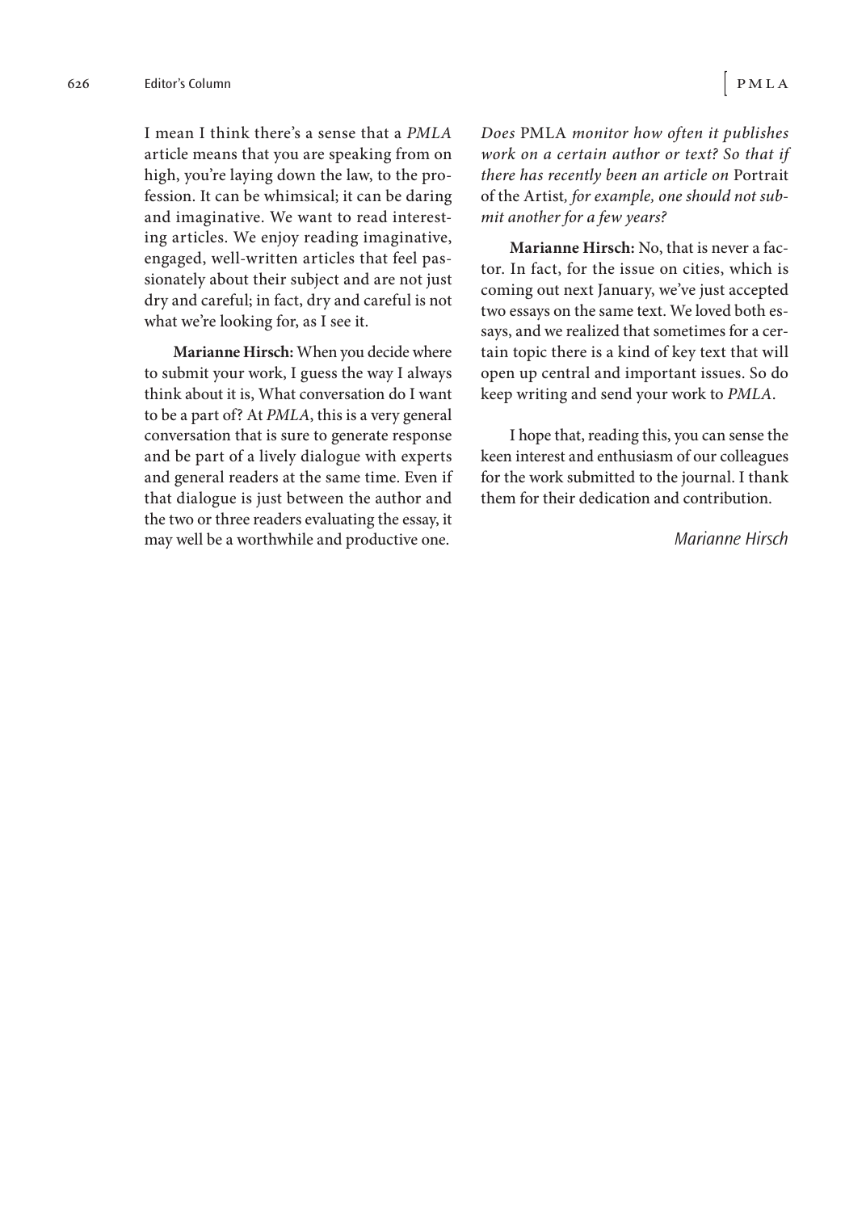I mean I think there's a sense that a *PMLA* article means that you are speaking from on high, you're laying down the law, to the profession. It can be whimsical; it can be daring and imaginative. We want to read interesting articles. We enjoy reading imaginative, engaged, well-written articles that feel passionately about their subject and are not just dry and careful; in fact, dry and careful is not what we're looking for, as I see it.

**Marianne Hirsch:** When you decide where to submit your work, I guess the way I always think about it is, What conversation do I want to be a part of? At *PMLA*, this is a very general conversation that is sure to generate response and be part of a lively dialogue with experts and general readers at the same time. Even if that dialogue is just between the author and the two or three readers evaluating the essay, it may well be a worthwhile and productive one.

*Does* PMLA *monitor how often it publishes work on a certain author or text? So that if there has recently been an article on* Portrait of the Artist*, for example, one should not submit another for a few years?*

**Marianne Hirsch:** No, that is never a factor. In fact, for the issue on cities, which is coming out next January, we've just accepted two essays on the same text. We loved both essays, and we realized that sometimes for a certain topic there is a kind of key text that will open up central and important issues. So do keep writing and send your work to *PMLA*.

I hope that, reading this, you can sense the keen interest and enthusiasm of our colleagues for the work submitted to the journal. I thank them for their dedication and contribution.

*Marianne Hirsch*